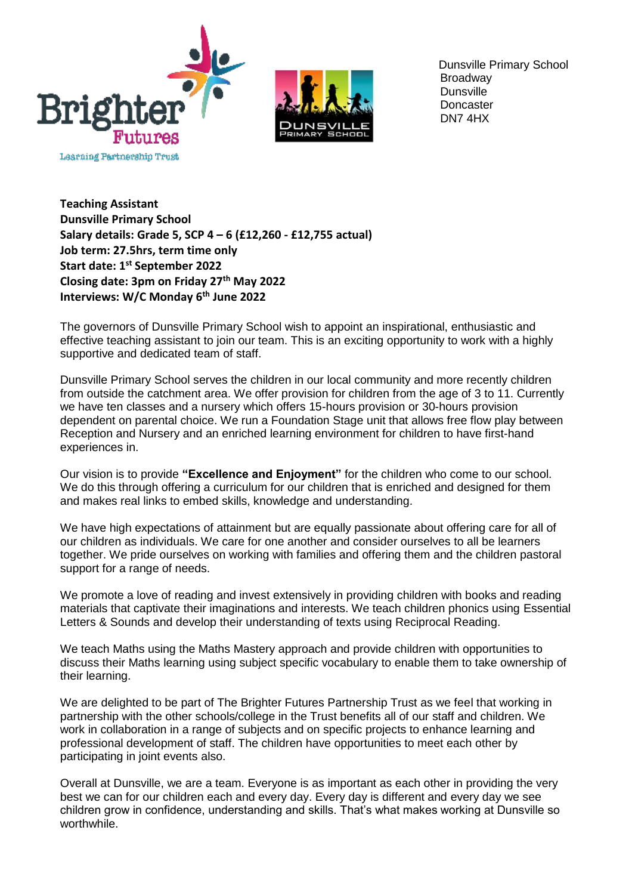Dunsville Primary School
Broadway
Dunsville
Doncaster
DN7 4HX

**Teaching Assistant**
**Dunsville Primary School**
**Salary details: Grade 5, SCP 4 – 6 (£12,260 - £12,755 actual)**
**Job term: 27.5hrs, term time only**
**Start date: 1st September 2022**
**Closing date: 3pm on Friday 27th May 2022**
**Interviews: W/C Monday 6th June 2022**

The governors of Dunsville Primary School wish to appoint an inspirational, enthusiastic and effective teaching assistant to join our team. This is an exciting opportunity to work with a highly supportive and dedicated team of staff.

Dunsville Primary School serves the children in our local community and more recently children from outside the catchment area. We offer provision for children from the age of 3 to 11. Currently we have ten classes and a nursery which offers 15-hours provision or 30-hours provision dependent on parental choice. We run a Foundation Stage unit that allows free flow play between Reception and Nursery and an enriched learning environment for children to have first-hand experiences in.

Our vision is to provide **"Excellence and Enjoyment"** for the children who come to our school. We do this through offering a curriculum for our children that is enriched and designed for them and makes real links to embed skills, knowledge and understanding.

We have high expectations of attainment but are equally passionate about offering care for all of our children as individuals. We care for one another and consider ourselves to all be learners together. We pride ourselves on working with families and offering them and the children pastoral support for a range of needs.

We promote a love of reading and invest extensively in providing children with books and reading materials that captivate their imaginations and interests. We teach children phonics using Essential Letters & Sounds and develop their understanding of texts using Reciprocal Reading.

We teach Maths using the Maths Mastery approach and provide children with opportunities to discuss their Maths learning using subject specific vocabulary to enable them to take ownership of their learning.

We are delighted to be part of The Brighter Futures Partnership Trust as we feel that working in partnership with the other schools/college in the Trust benefits all of our staff and children. We work in collaboration in a range of subjects and on specific projects to enhance learning and professional development of staff. The children have opportunities to meet each other by participating in joint events also.

Overall at Dunsville, we are a team. Everyone is as important as each other in providing the very best we can for our children each and every day. Every day is different and every day we see children grow in confidence, understanding and skills. That's what makes working at Dunsville so worthwhile.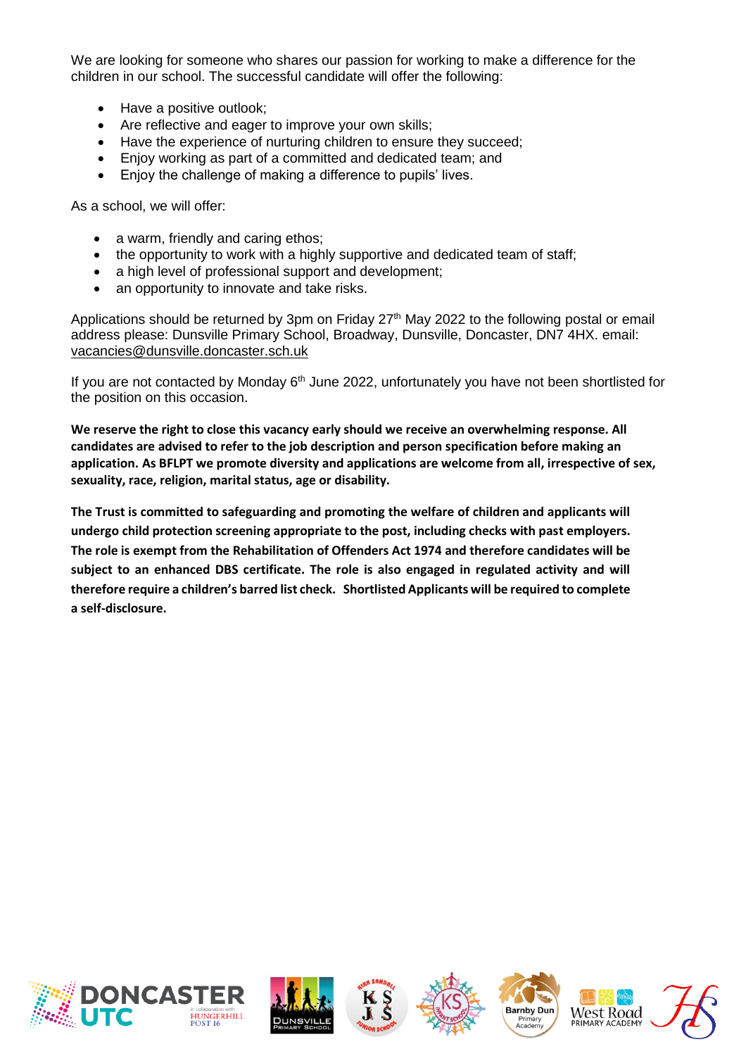We are looking for someone who shares our passion for working to make a difference for the children in our school. The successful candidate will offer the following:

- Have a positive outlook;
- Are reflective and eager to improve your own skills;
- Have the experience of nurturing children to ensure they succeed;
- Enjoy working as part of a committed and dedicated team; and
- Enjoy the challenge of making a difference to pupils' lives.

As a school, we will offer:

- a warm, friendly and caring ethos;
- the opportunity to work with a highly supportive and dedicated team of staff;
- a high level of professional support and development;
- an opportunity to innovate and take risks.

Applications should be returned by 3pm on Friday 27th May 2022 to the following postal or email address please: Dunsville Primary School, Broadway, Dunsville, Doncaster, DN7 4HX. email: vacancies@dunsville.doncaster.sch.uk

If you are not contacted by Monday 6th June 2022, unfortunately you have not been shortlisted for the position on this occasion.

**We reserve the right to close this vacancy early should we receive an overwhelming response. All candidates are advised to refer to the job description and person specification before making an application. As BFLPT we promote diversity and applications are welcome from all, irrespective of sex, sexuality, race, religion, marital status, age or disability.**

**The Trust is committed to safeguarding and promoting the welfare of children and applicants will undergo child protection screening appropriate to the post, including checks with past employers. The role is exempt from the Rehabilitation of Offenders Act 1974 and therefore candidates will be subject to an enhanced DBS certificate. The role is also engaged in regulated activity and will therefore require a children's barred list check. Shortlisted Applicants will be required to complete a self-disclosure.**